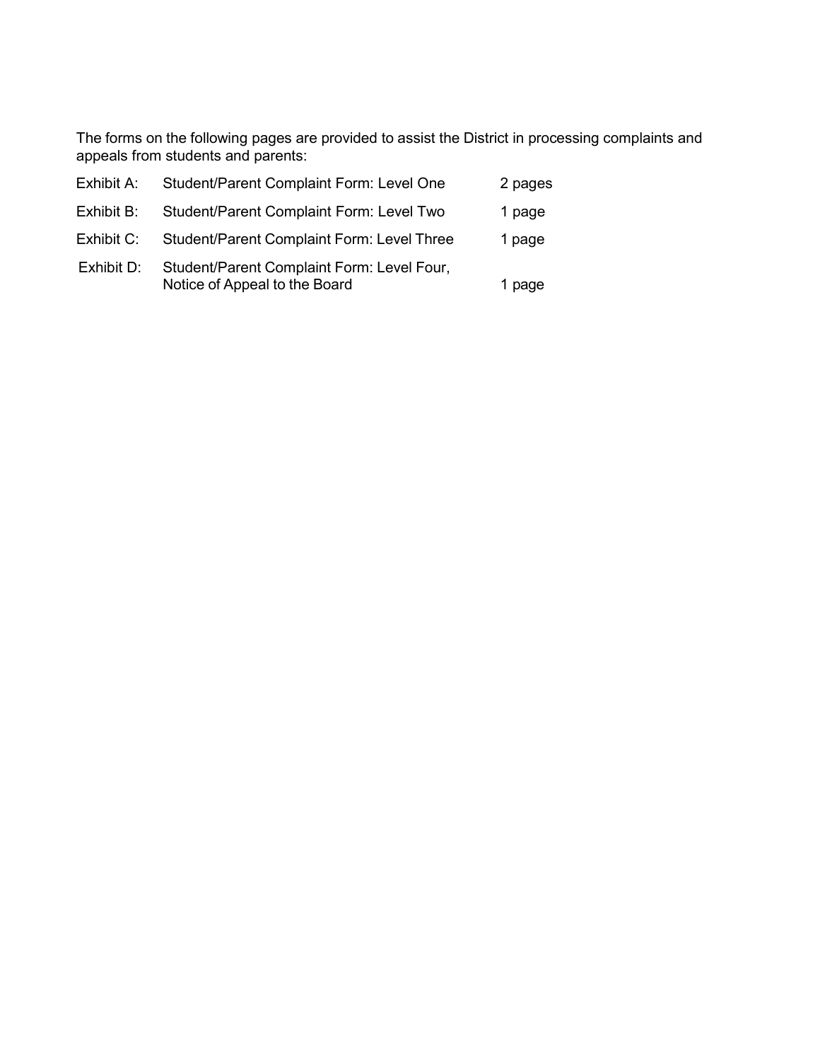The forms on the following pages are provided to assist the District in processing complaints and appeals from students and parents:

| | | |
|---|---|---|
| Exhibit A: | Student/Parent Complaint Form: Level One | 2 pages |
| Exhibit B: | Student/Parent Complaint Form: Level Two | 1 page |
| Exhibit C: | Student/Parent Complaint Form: Level Three | 1 page |
| Exhibit D: | Student/Parent Complaint Form: Level Four, Notice of Appeal to the Board | 1 page |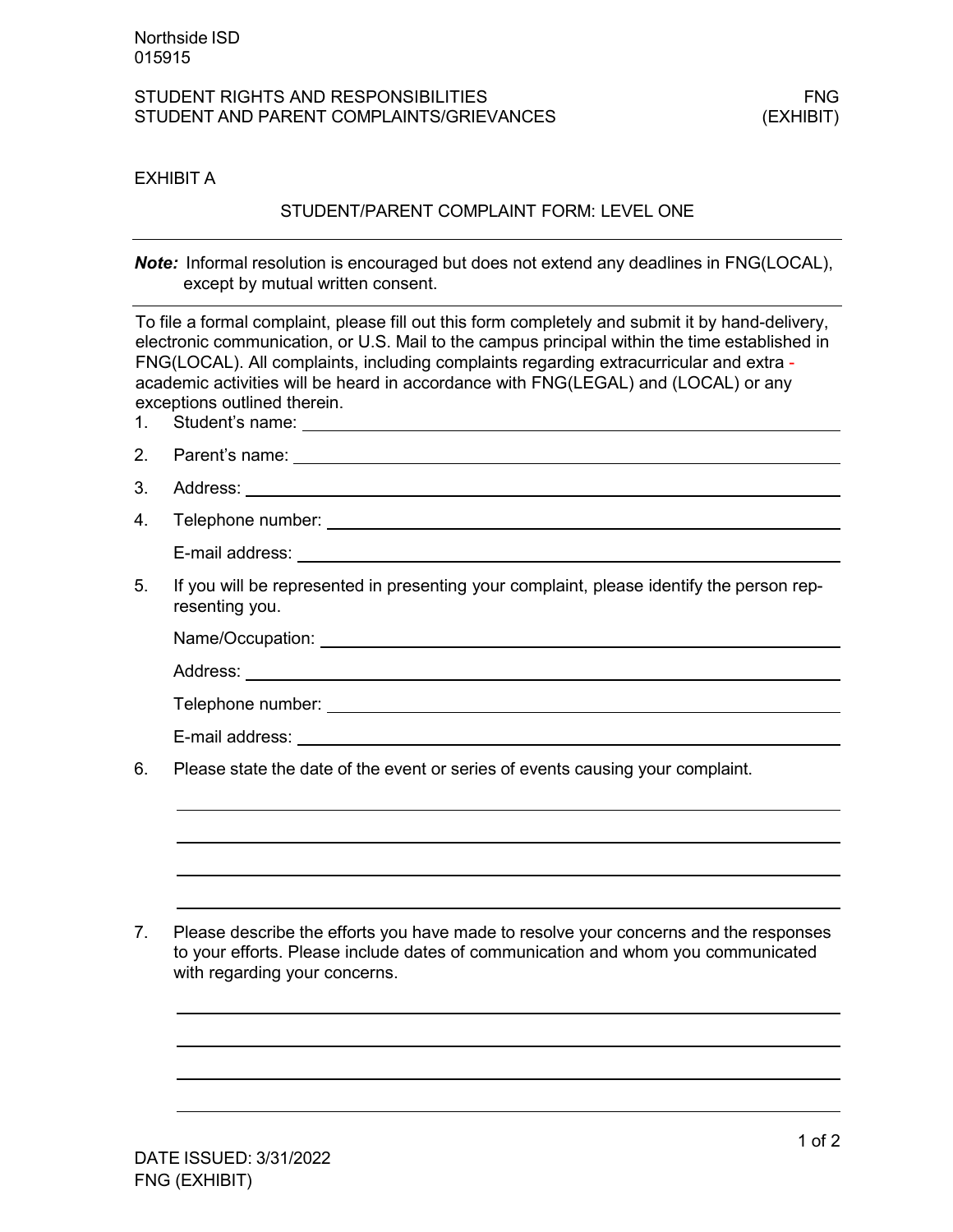Northside ISD
015915

STUDENT RIGHTS AND RESPONSIBILITIES — FNG
STUDENT AND PARENT COMPLAINTS/GRIEVANCES — (EXHIBIT)

EXHIBIT A

## STUDENT/PARENT COMPLAINT FORM: LEVEL ONE

***Note:*** Informal resolution is encouraged but does not extend any deadlines in FNG(LOCAL), except by mutual written consent.

To file a formal complaint, please fill out this form completely and submit it by hand-delivery, electronic communication, or U.S. Mail to the campus principal within the time established in FNG(LOCAL). All complaints, including complaints regarding extracurricular and extra - academic activities will be heard in accordance with FNG(LEGAL) and (LOCAL) or any exceptions outlined therein.

1. Student's name: ______________________________

2. Parent's name: ______________________________

3. Address: ______________________________

4. Telephone number: ______________________________

   E-mail address: ______________________________

5. If you will be represented in presenting your complaint, please identify the person representing you.

   Name/Occupation: ______________________________

   Address: ______________________________

   Telephone number: ______________________________

   E-mail address: ______________________________

6. Please state the date of the event or series of events causing your complaint.

   ______________________________

   ______________________________

   ______________________________

   ______________________________

7. Please describe the efforts you have made to resolve your concerns and the responses to your efforts. Please include dates of communication and whom you communicated with regarding your concerns.

   ______________________________

   ______________________________

   ______________________________

   ______________________________

DATE ISSUED: 3/31/2022
FNG (EXHIBIT)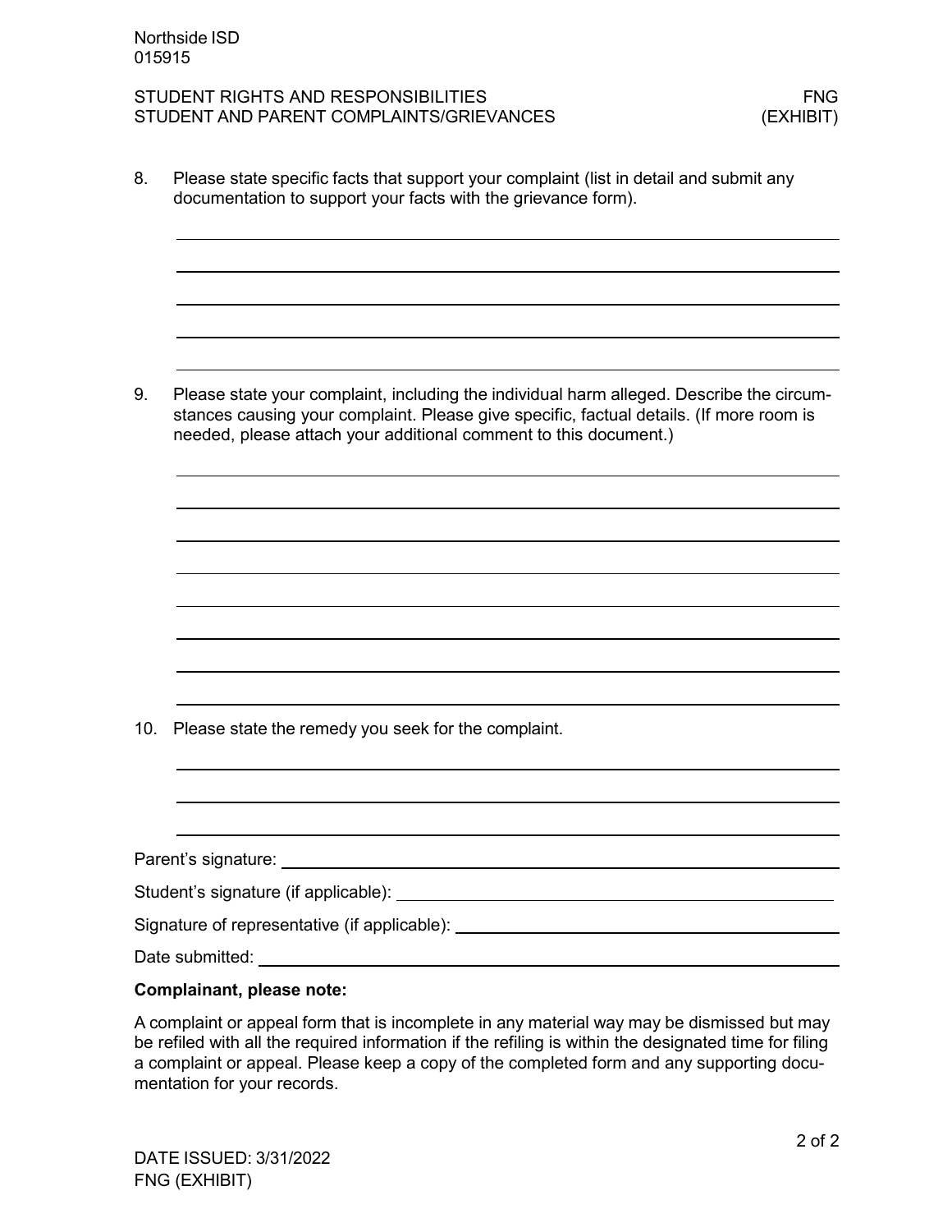8. Please state specific facts that support your complaint (list in detail and submit any documentation to support your facts with the grievance form).

_______________________________________________________________

_______________________________________________________________

_______________________________________________________________

_______________________________________________________________

_______________________________________________________________

9. Please state your complaint, including the individual harm alleged. Describe the circumstances causing your complaint. Please give specific, factual details. (If more room is needed, please attach your additional comment to this document.)

_______________________________________________________________

_______________________________________________________________

_______________________________________________________________

_______________________________________________________________

_______________________________________________________________

_______________________________________________________________

_______________________________________________________________

_______________________________________________________________

10. Please state the remedy you seek for the complaint.

_______________________________________________________________

_______________________________________________________________

_______________________________________________________________

Parent's signature: _______________________________________________

Student's signature (if applicable): _______________________________________________

Signature of representative (if applicable): _______________________________________________

Date submitted: _______________________________________________

**Complainant, please note:**

A complaint or appeal form that is incomplete in any material way may be dismissed but may be refiled with all the required information if the refiling is within the designated time for filing a complaint or appeal. Please keep a copy of the completed form and any supporting documentation for your records.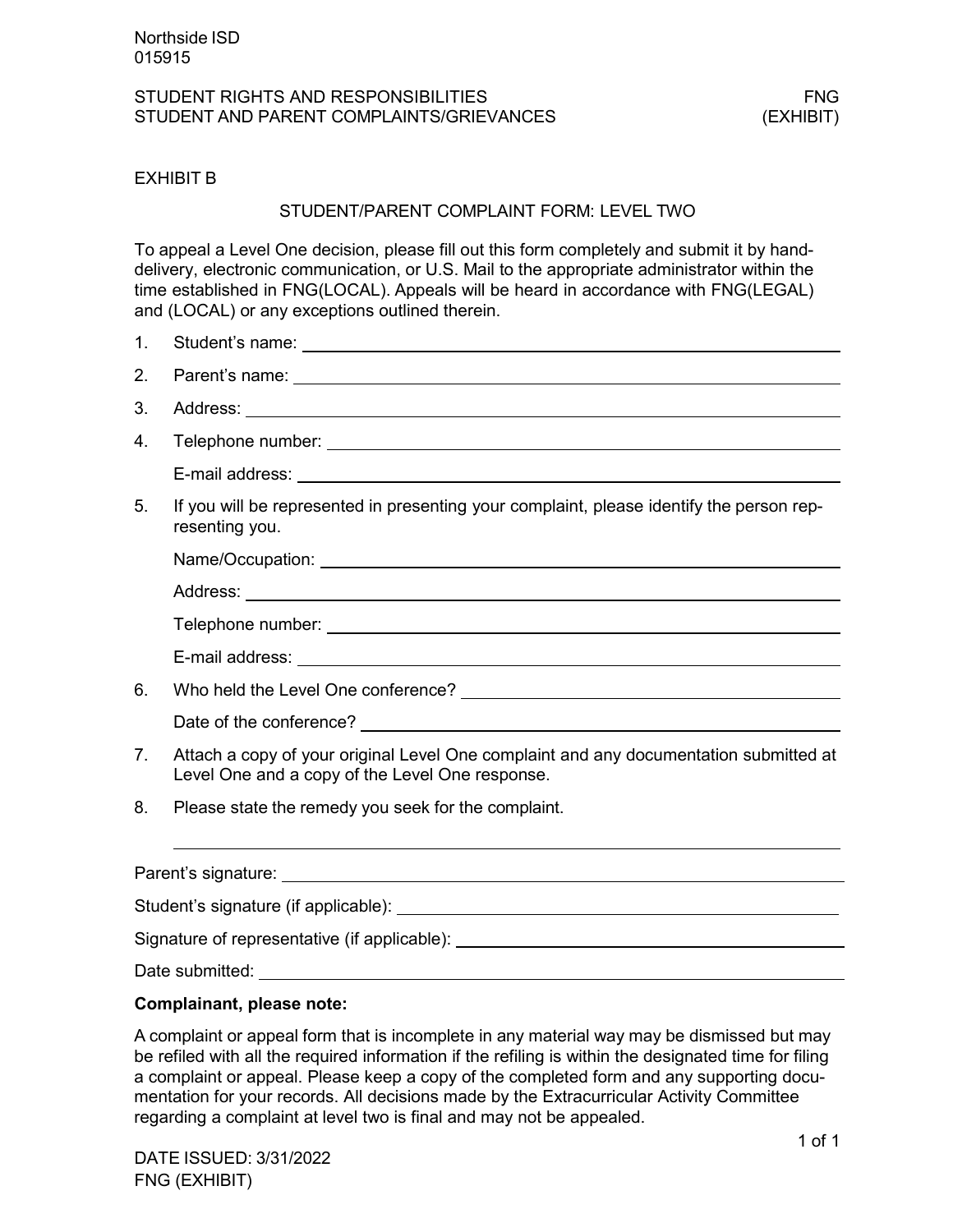Northside ISD
015915

STUDENT RIGHTS AND RESPONSIBILITIES
STUDENT AND PARENT COMPLAINTS/GRIEVANCES

FNG
(EXHIBIT)

EXHIBIT B

## STUDENT/PARENT COMPLAINT FORM: LEVEL TWO

To appeal a Level One decision, please fill out this form completely and submit it by hand-delivery, electronic communication, or U.S. Mail to the appropriate administrator within the time established in FNG(LOCAL). Appeals will be heard in accordance with FNG(LEGAL) and (LOCAL) or any exceptions outlined therein.

1. Student's name: ______________________________
2. Parent's name: ______________________________
3. Address: ______________________________
4. Telephone number: ______________________________

   E-mail address: ______________________________
5. If you will be represented in presenting your complaint, please identify the person representing you.

   Name/Occupation: ______________________________

   Address: ______________________________

   Telephone number: ______________________________

   E-mail address: ______________________________
6. Who held the Level One conference? ______________________________

   Date of the conference? ______________________________
7. Attach a copy of your original Level One complaint and any documentation submitted at Level One and a copy of the Level One response.
8. Please state the remedy you seek for the complaint.

   ______________________________

Parent's signature: ______________________________

Student's signature (if applicable): ______________________________

Signature of representative (if applicable): ______________________________

Date submitted: ______________________________

**Complainant, please note:**

A complaint or appeal form that is incomplete in any material way may be dismissed but may be refiled with all the required information if the refiling is within the designated time for filing a complaint or appeal. Please keep a copy of the completed form and any supporting documentation for your records. All decisions made by the Extracurricular Activity Committee regarding a complaint at level two is final and may not be appealed.

DATE ISSUED: 3/31/2022
FNG (EXHIBIT)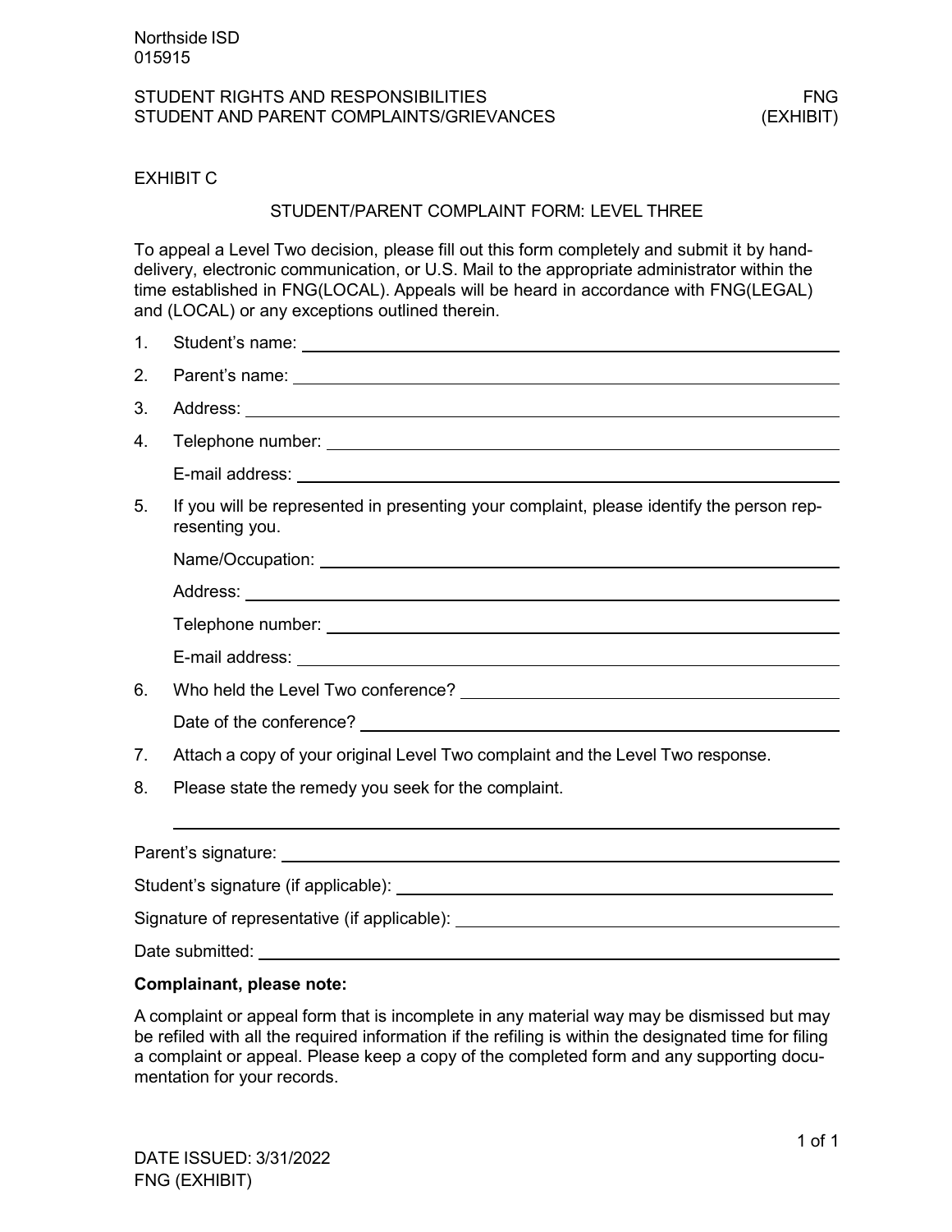Northside ISD
015915

STUDENT RIGHTS AND RESPONSIBILITIES — FNG
STUDENT AND PARENT COMPLAINTS/GRIEVANCES — (EXHIBIT)

EXHIBIT C

## STUDENT/PARENT COMPLAINT FORM: LEVEL THREE

To appeal a Level Two decision, please fill out this form completely and submit it by hand-delivery, electronic communication, or U.S. Mail to the appropriate administrator within the time established in FNG(LOCAL). Appeals will be heard in accordance with FNG(LEGAL) and (LOCAL) or any exceptions outlined therein.

1. Student's name: ______________________________

2. Parent's name: ______________________________

3. Address: ______________________________

4. Telephone number: ______________________________

   E-mail address: ______________________________

5. If you will be represented in presenting your complaint, please identify the person representing you.

   Name/Occupation: ______________________________

   Address: ______________________________

   Telephone number: ______________________________

   E-mail address: ______________________________

6. Who held the Level Two conference? ______________________________

   Date of the conference? ______________________________

7. Attach a copy of your original Level Two complaint and the Level Two response.

8. Please state the remedy you seek for the complaint.

   ______________________________

Parent's signature: ______________________________

Student's signature (if applicable): ______________________________

Signature of representative (if applicable): ______________________________

Date submitted: ______________________________

**Complainant, please note:**

A complaint or appeal form that is incomplete in any material way may be dismissed but may be refiled with all the required information if the refiling is within the designated time for filing a complaint or appeal. Please keep a copy of the completed form and any supporting documentation for your records.

DATE ISSUED: 3/31/2022
FNG (EXHIBIT)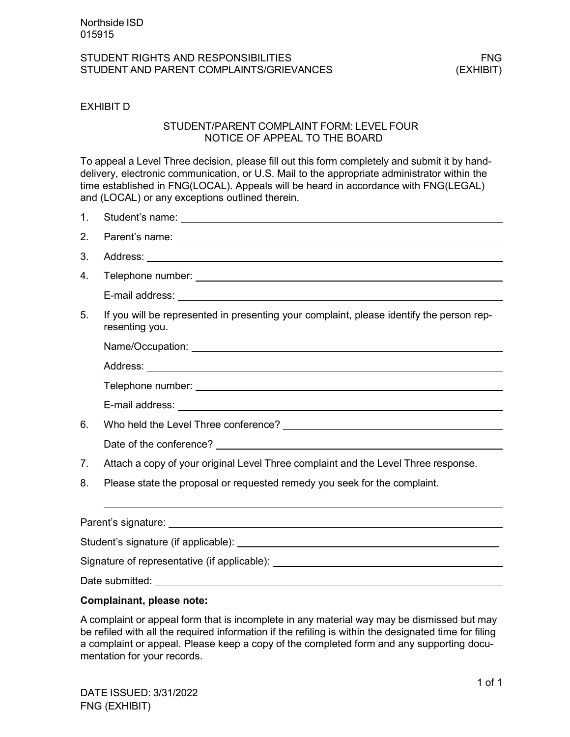EXHIBIT D

## STUDENT/PARENT COMPLAINT FORM: LEVEL FOUR
## NOTICE OF APPEAL TO THE BOARD

To appeal a Level Three decision, please fill out this form completely and submit it by hand-delivery, electronic communication, or U.S. Mail to the appropriate administrator within the time established in FNG(LOCAL). Appeals will be heard in accordance with FNG(LEGAL) and (LOCAL) or any exceptions outlined therein.

1. Student's name: ______________________________

2. Parent's name: ______________________________

3. Address: ______________________________

4. Telephone number: ______________________________

   E-mail address: ______________________________

5. If you will be represented in presenting your complaint, please identify the person representing you.

   Name/Occupation: ______________________________

   Address: ______________________________

   Telephone number: ______________________________

   E-mail address: ______________________________

6. Who held the Level Three conference? ______________________________

   Date of the conference? ______________________________

7. Attach a copy of your original Level Three complaint and the Level Three response.

8. Please state the proposal or requested remedy you seek for the complaint.

   ______________________________

Parent's signature: ______________________________

Student's signature (if applicable): ______________________________

Signature of representative (if applicable): ______________________________

Date submitted: ______________________________

**Complainant, please note:**

A complaint or appeal form that is incomplete in any material way may be dismissed but may be refiled with all the required information if the refiling is within the designated time for filing a complaint or appeal. Please keep a copy of the completed form and any supporting documentation for your records.

DATE ISSUED: 3/31/2022
FNG (EXHIBIT)